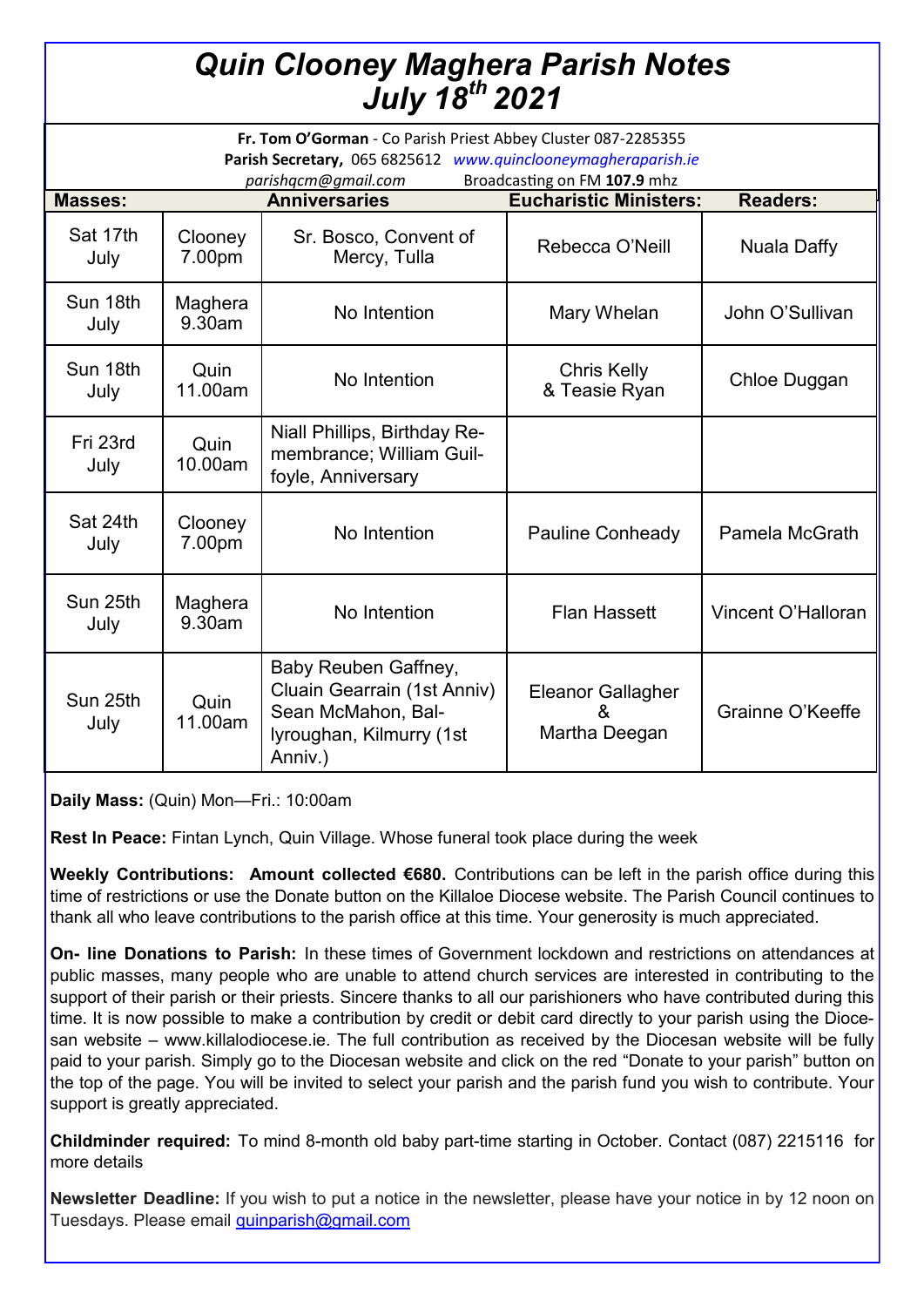# Quin Clooney Maghera Parish Notes July 18th 2021

**Fr. Tom O'Gorman** - Co Parish Priest Abbey Cluster 087-2285355
**Parish Secretary,** 065 6825612 *www.quinclooneymagheraparish.ie*
*parishqcm@gmail.com* Broadcasting on FM **107.9** mhz

| Masses: | | Anniversaries | Eucharistic Ministers: | Readers: |
|---|---|---|---|---|
| Sat 17th July | Clooney 7.00pm | Sr. Bosco, Convent of Mercy, Tulla | Rebecca O'Neill | Nuala Daffy |
| Sun 18th July | Maghera 9.30am | No Intention | Mary Whelan | John O'Sullivan |
| Sun 18th July | Quin 11.00am | No Intention | Chris Kelly & Teasie Ryan | Chloe Duggan |
| Fri 23rd July | Quin 10.00am | Niall Phillips, Birthday Remembrance; William Guilfoyle, Anniversary | | |
| Sat 24th July | Clooney 7.00pm | No Intention | Pauline Conheady | Pamela McGrath |
| Sun 25th July | Maghera 9.30am | No Intention | Flan Hassett | Vincent O'Halloran |
| Sun 25th July | Quin 11.00am | Baby Reuben Gaffney, Cluain Gearrain (1st Anniv) Sean McMahon, Ballyroughan, Kilmurry (1st Anniv.) | Eleanor Gallagher & Martha Deegan | Grainne O'Keeffe |

**Daily Mass:** (Quin) Mon—Fri.: 10:00am

**Rest In Peace:** Fintan Lynch, Quin Village. Whose funeral took place during the week

**Weekly Contributions: Amount collected €680.** Contributions can be left in the parish office during this time of restrictions or use the Donate button on the Killaloe Diocese website. The Parish Council continues to thank all who leave contributions to the parish office at this time. Your generosity is much appreciated.

**On- line Donations to Parish:** In these times of Government lockdown and restrictions on attendances at public masses, many people who are unable to attend church services are interested in contributing to the support of their parish or their priests. Sincere thanks to all our parishioners who have contributed during this time. It is now possible to make a contribution by credit or debit card directly to your parish using the Diocesan website – www.killalodiocese.ie. The full contribution as received by the Diocesan website will be fully paid to your parish. Simply go to the Diocesan website and click on the red "Donate to your parish" button on the top of the page. You will be invited to select your parish and the parish fund you wish to contribute. Your support is greatly appreciated.

**Childminder required:** To mind 8-month old baby part-time starting in October. Contact (087) 2215116 for more details

**Newsletter Deadline:** If you wish to put a notice in the newsletter, please have your notice in by 12 noon on Tuesdays. Please email quinparish@gmail.com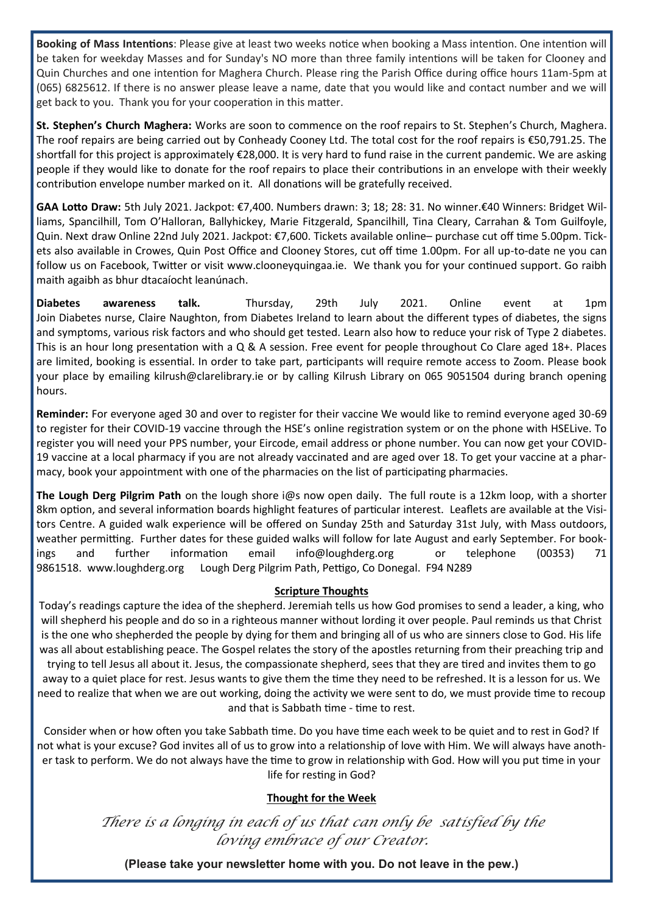**Booking of Mass Intentions**: Please give at least two weeks notice when booking a Mass intention. One intention will be taken for weekday Masses and for Sunday's NO more than three family intentions will be taken for Clooney and Quin Churches and one intention for Maghera Church. Please ring the Parish Office during office hours 11am-5pm at (065) 6825612. If there is no answer please leave a name, date that you would like and contact number and we will get back to you. Thank you for your cooperation in this matter.

**St. Stephen's Church Maghera:** Works are soon to commence on the roof repairs to St. Stephen's Church, Maghera. The roof repairs are being carried out by Conheady Cooney Ltd. The total cost for the roof repairs is €50,791.25. The shortfall for this project is approximately €28,000. It is very hard to fund raise in the current pandemic. We are asking people if they would like to donate for the roof repairs to place their contributions in an envelope with their weekly contribution envelope number marked on it. All donations will be gratefully received.

**GAA Lotto Draw:** 5th July 2021. Jackpot: €7,400. Numbers drawn: 3; 18; 28: 31. No winner.€40 Winners: Bridget Williams, Spancilhill, Tom O'Halloran, Ballyhickey, Marie Fitzgerald, Spancilhill, Tina Cleary, Carrahan & Tom Guilfoyle, Quin. Next draw Online 22nd July 2021. Jackpot: €7,600. Tickets available online– purchase cut off time 5.00pm. Tickets also available in Crowes, Quin Post Office and Clooney Stores, cut off time 1.00pm. For all up-to-date ne you can follow us on Facebook, Twitter or visit www.clooneyquingaa.ie. We thank you for your continued support. Go raibh maith agaibh as bhur dtacaíocht leanúnach.

**Diabetes awareness talk.** Thursday, 29th July 2021. Online event at 1pm
Join Diabetes nurse, Claire Naughton, from Diabetes Ireland to learn about the different types of diabetes, the signs and symptoms, various risk factors and who should get tested. Learn also how to reduce your risk of Type 2 diabetes. This is an hour long presentation with a Q & A session. Free event for people throughout Co Clare aged 18+. Places are limited, booking is essential. In order to take part, participants will require remote access to Zoom. Please book your place by emailing kilrush@clarelibrary.ie or by calling Kilrush Library on 065 9051504 during branch opening hours.

**Reminder:** For everyone aged 30 and over to register for their vaccine We would like to remind everyone aged 30-69 to register for their COVID-19 vaccine through the HSE's online registration system or on the phone with HSELive. To register you will need your PPS number, your Eircode, email address or phone number. You can now get your COVID-19 vaccine at a local pharmacy if you are not already vaccinated and are aged over 18. To get your vaccine at a pharmacy, book your appointment with one of the pharmacies on the list of participating pharmacies.

**The Lough Derg Pilgrim Path** on the lough shore i@s now open daily. The full route is a 12km loop, with a shorter 8km option, and several information boards highlight features of particular interest. Leaflets are available at the Visitors Centre. A guided walk experience will be offered on Sunday 25th and Saturday 31st July, with Mass outdoors, weather permitting. Further dates for these guided walks will follow for late August and early September. For bookings and further information email info@loughderg.org or telephone (00353) 71 9861518. www.loughderg.org Lough Derg Pilgrim Path, Pettigo, Co Donegal. F94 N289

## Scripture Thoughts

Today's readings capture the idea of the shepherd. Jeremiah tells us how God promises to send a leader, a king, who will shepherd his people and do so in a righteous manner without lording it over people. Paul reminds us that Christ is the one who shepherded the people by dying for them and bringing all of us who are sinners close to God. His life was all about establishing peace. The Gospel relates the story of the apostles returning from their preaching trip and trying to tell Jesus all about it. Jesus, the compassionate shepherd, sees that they are tired and invites them to go away to a quiet place for rest. Jesus wants to give them the time they need to be refreshed. It is a lesson for us. We need to realize that when we are out working, doing the activity we were sent to do, we must provide time to recoup and that is Sabbath time - time to rest.

Consider when or how often you take Sabbath time. Do you have time each week to be quiet and to rest in God? If not what is your excuse? God invites all of us to grow into a relationship of love with Him. We will always have another task to perform. We do not always have the time to grow in relationship with God. How will you put time in your life for resting in God?

## Thought for the Week

*There is a longing in each of us that can only be satisfied by the loving embrace of our Creator.*

**(Please take your newsletter home with you. Do not leave in the pew.)**